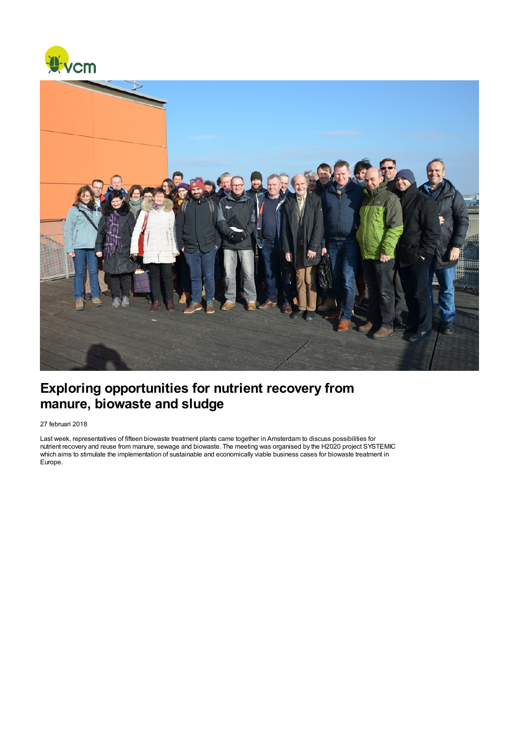# Exploring opportunities for nutrient recovery from manure, biowaste and sludge

27 februari 2018

Last week, representatives of fifteen biowaste treatment plants came together in Amsterdam to discuss possibilities for nutrient recovery and reuse from manure, sewage and biowaste. The meeting was organised by the H2020 project SYSTEMIC which aims to stimulate the implementation of sustainable and economically viable business cases for biowaste treatment in Europe.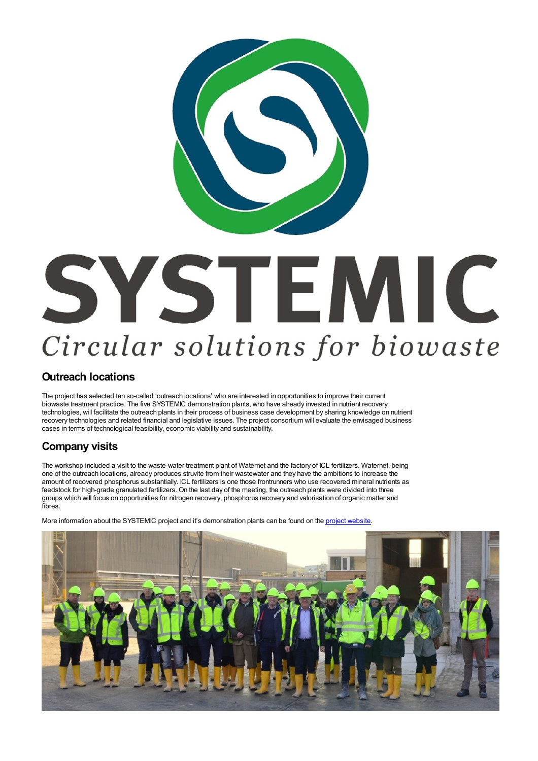# SYSTEMIC

*Circular solutions for biowaste*

## Outreach locations

The project has selected ten so-called 'outreach locations' who are interested in opportunities to improve their current biowaste treatment practice. The five SYSTEMIC demonstration plants, who have already invested in nutrient recovery technologies, will facilitate the outreach plants in their process of business case development by sharing knowledge on nutrient recovery technologies and related financial and legislative issues. The project consortium will evaluate the envisaged business cases in terms of technological feasibility, economic viability and sustainability.

## Company visits

The workshop included a visit to the waste-water treatment plant of Waternet and the factory of ICL fertilizers. Waternet, being one of the outreach locations, already produces struvite from their wastewater and they have the ambitions to increase the amount of recovered phosphorus substantially. ICL fertilizers is one those frontrunners who use recovered mineral nutrients as feedstock for high-grade granulated fertilizers. On the last day of the meeting, the outreach plants were divided into three groups which will focus on opportunities for nitrogen recovery, phosphorus recovery and valorisation of organic matter and fibres.

More information about the SYSTEMIC project and it's demonstration plants can be found on the [project website](#).